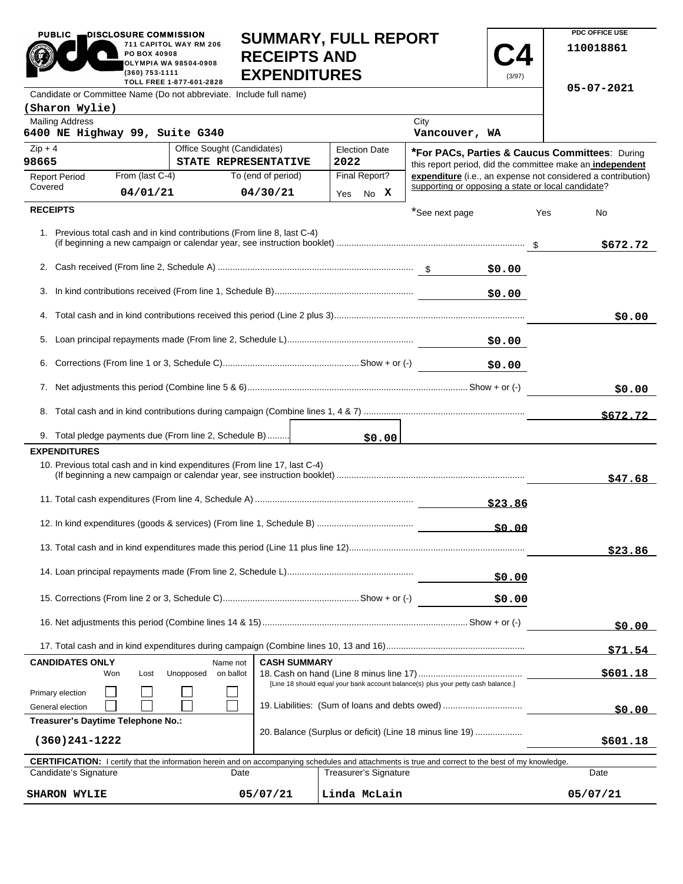PUBLIC DISCLOSURE COMMISSION
711 CAPITOL WAY RM 206
PO BOX 40908
OLYMPIA WA 98504-0908
(360) 753-1111
TOLL FREE 1-877-601-2828

# SUMMARY, FULL REPORT RECEIPTS AND EXPENDITURES

**C4** (3/97)

PDC OFFICE USE
110018861

05-07-2021

| Candidate or Committee Name (Do not abbreviate. Include full name) | | | |
|---|---|---|---|
| (Sharon Wylie) | | | |
| Mailing Address: 6400 NE Highway 99, Suite G340 | | City: Vancouver, WA | |
| Zip + 4: 98665 | Office Sought (Candidates): STATE REPRESENTATIVE | Election Date: 2022 | |
| Report Period Covered: From (last C-4) 04/01/21 | To (end of period) 04/30/21 | Final Report? Yes No X | |

***For PACs, Parties & Caucus Committees**: During this report period, did the committee make an **independent expenditure** (i.e., an expense not considered a contribution) supporting or opposing a state or local candidate?

*See next page Yes No

## RECEIPTS

| | | |
|---|---|---|
| 1. Previous total cash and in kind contributions (From line 8, last C-4) (if beginning a new campaign or calendar year, see instruction booklet) | | $672.72 |
| 2. Cash received (From line 2, Schedule A) | $0.00 | |
| 3. In kind contributions received (From line 1, Schedule B) | $0.00 | |
| 4. Total cash and in kind contributions received this period (Line 2 plus 3) | | $0.00 |
| 5. Loan principal repayments made (From line 2, Schedule L) | $0.00 | |
| 6. Corrections (From line 1 or 3, Schedule C) Show + or (-) | $0.00 | |
| 7. Net adjustments this period (Combine line 5 & 6) Show + or (-) | | $0.00 |
| 8. Total cash and in kind contributions during campaign (Combine lines 1, 4 & 7) | | $672.72 |
| 9. Total pledge payments due (From line 2, Schedule B) $0.00 | | |

## EXPENDITURES

| | | |
|---|---|---|
| 10. Previous total cash and in kind expenditures (From line 17, last C-4) (If beginning a new campaign or calendar year, see instruction booklet) | | $47.68 |
| 11. Total cash expenditures (From line 4, Schedule A) | $23.86 | |
| 12. In kind expenditures (goods & services) (From line 1, Schedule B) | $0.00 | |
| 13. Total cash and in kind expenditures made this period (Line 11 plus line 12) | | $23.86 |
| 14. Loan principal repayments made (From line 2, Schedule L) | $0.00 | |
| 15. Corrections (From line 2 or 3, Schedule C) Show + or (-) | $0.00 | |
| 16. Net adjustments this period (Combine lines 14 & 15) Show + or (-) | | $0.00 |
| 17. Total cash and in kind expenditures during campaign (Combine lines 10, 13 and 16) | | $71.54 |

| CANDIDATES ONLY | Won | Lost | Unopposed | Name not on ballot |
|---|---|---|---|---|
| Primary election | ☐ | ☐ | ☐ | ☐ |
| General election | ☐ | ☐ | ☐ | ☐ |

Treasurer's Daytime Telephone No.: (360)241-1222

## CASH SUMMARY

| | |
|---|---|
| 18. Cash on hand (Line 8 minus line 17) [Line 18 should equal your bank account balance(s) plus your petty cash balance.] | $601.18 |
| 19. Liabilities: (Sum of loans and debts owed) | $0.00 |
| 20. Balance (Surplus or deficit) (Line 18 minus line 19) | $601.18 |

**CERTIFICATION:** I certify that the information herein and on accompanying schedules and attachments is true and correct to the best of my knowledge.

| Candidate's Signature | Date | Treasurer's Signature | Date |
|---|---|---|---|
| SHARON WYLIE | 05/07/21 | Linda McLain | 05/07/21 |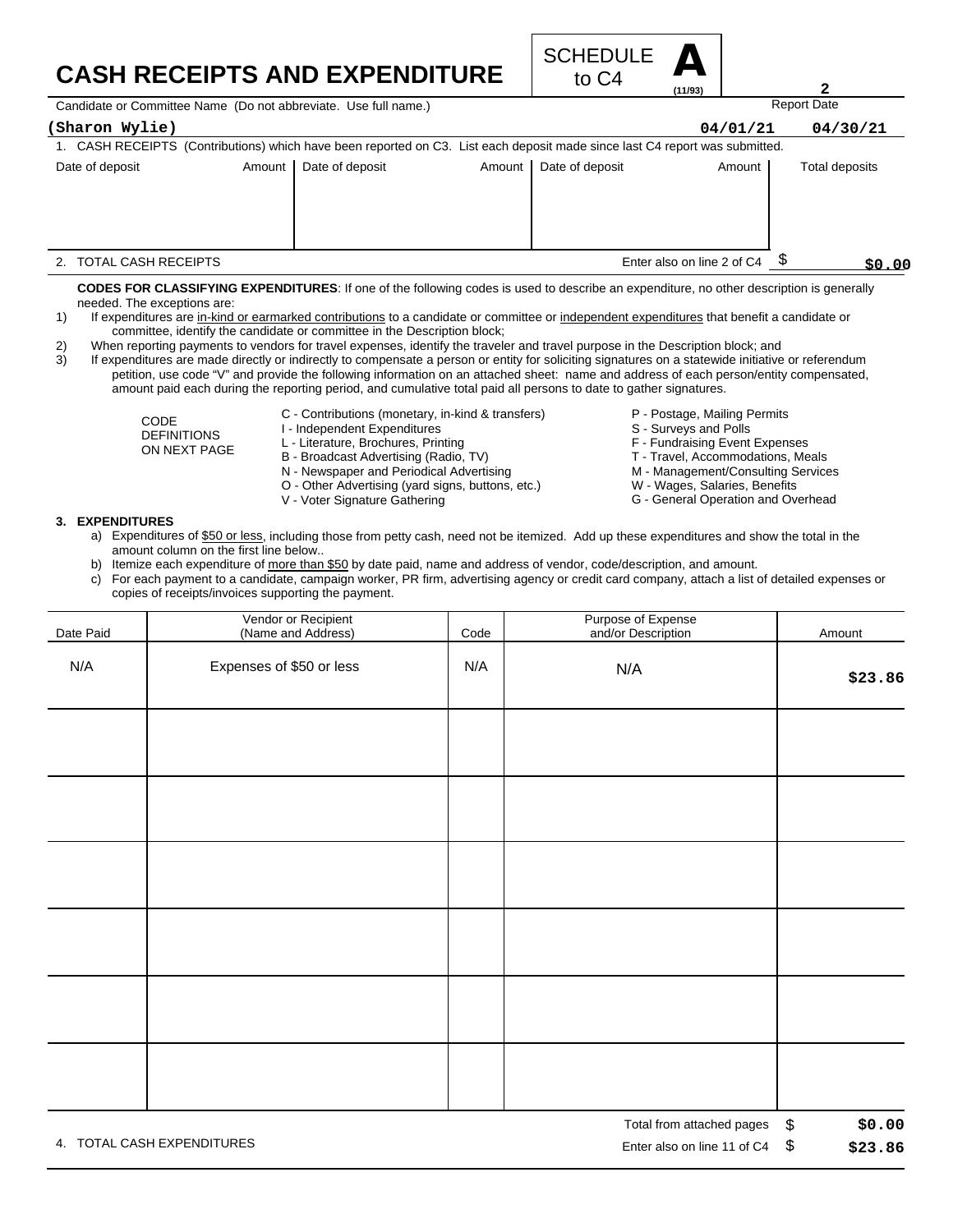# CASH RECEIPTS AND EXPENDITURE

SCHEDULE A to C4 (11/93)

2

Candidate or Committee Name (Do not abbreviate. Use full name.) — Report Date

**(Sharon Wylie)** 04/01/21 04/30/21

1. CASH RECEIPTS (Contributions) which have been reported on C3. List each deposit made since last C4 report was submitted.

| Date of deposit | Amount | Date of deposit | Amount | Date of deposit | Amount | Total deposits |
|---|---|---|---|---|---|---|
| | | | | | | |

2. TOTAL CASH RECEIPTS — Enter also on line 2 of C4 $ **$0.00**

**CODES FOR CLASSIFYING EXPENDITURES**: If one of the following codes is used to describe an expenditure, no other description is generally needed. The exceptions are:

1) If expenditures are in-kind or earmarked contributions to a candidate or committee or independent expenditures that benefit a candidate or committee, identify the candidate or committee in the Description block;
2) When reporting payments to vendors for travel expenses, identify the traveler and travel purpose in the Description block; and
3) If expenditures are made directly or indirectly to compensate a person or entity for soliciting signatures on a statewide initiative or referendum petition, use code "V" and provide the following information on an attached sheet: name and address of each person/entity compensated, amount paid each during the reporting period, and cumulative total paid all persons to date to gather signatures.

CODE DEFINITIONS ON NEXT PAGE

- C - Contributions (monetary, in-kind & transfers)
- I - Independent Expenditures
- L - Literature, Brochures, Printing
- B - Broadcast Advertising (Radio, TV)
- N - Newspaper and Periodical Advertising
- O - Other Advertising (yard signs, buttons, etc.)
- V - Voter Signature Gathering
- P - Postage, Mailing Permits
- S - Surveys and Polls
- F - Fundraising Event Expenses
- T - Travel, Accommodations, Meals
- M - Management/Consulting Services
- W - Wages, Salaries, Benefits
- G - General Operation and Overhead

**3. EXPENDITURES**

a) Expenditures of $50 or less, including those from petty cash, need not be itemized. Add up these expenditures and show the total in the amount column on the first line below..

b) Itemize each expenditure of more than $50 by date paid, name and address of vendor, code/description, and amount.

c) For each payment to a candidate, campaign worker, PR firm, advertising agency or credit card company, attach a list of detailed expenses or copies of receipts/invoices supporting the payment.

| Date Paid | Vendor or Recipient (Name and Address) | Code | Purpose of Expense and/or Description | Amount |
|---|---|---|---|---|
| N/A | Expenses of $50 or less | N/A | N/A | **$23.86** |
| | | | | |
| | | | | |
| | | | | |
| | | | | |
| | | | | |
| | | | | |

Total from attached pages $ **$0.00**

4. TOTAL CASH EXPENDITURES — Enter also on line 11 of C4 $ **$23.86**